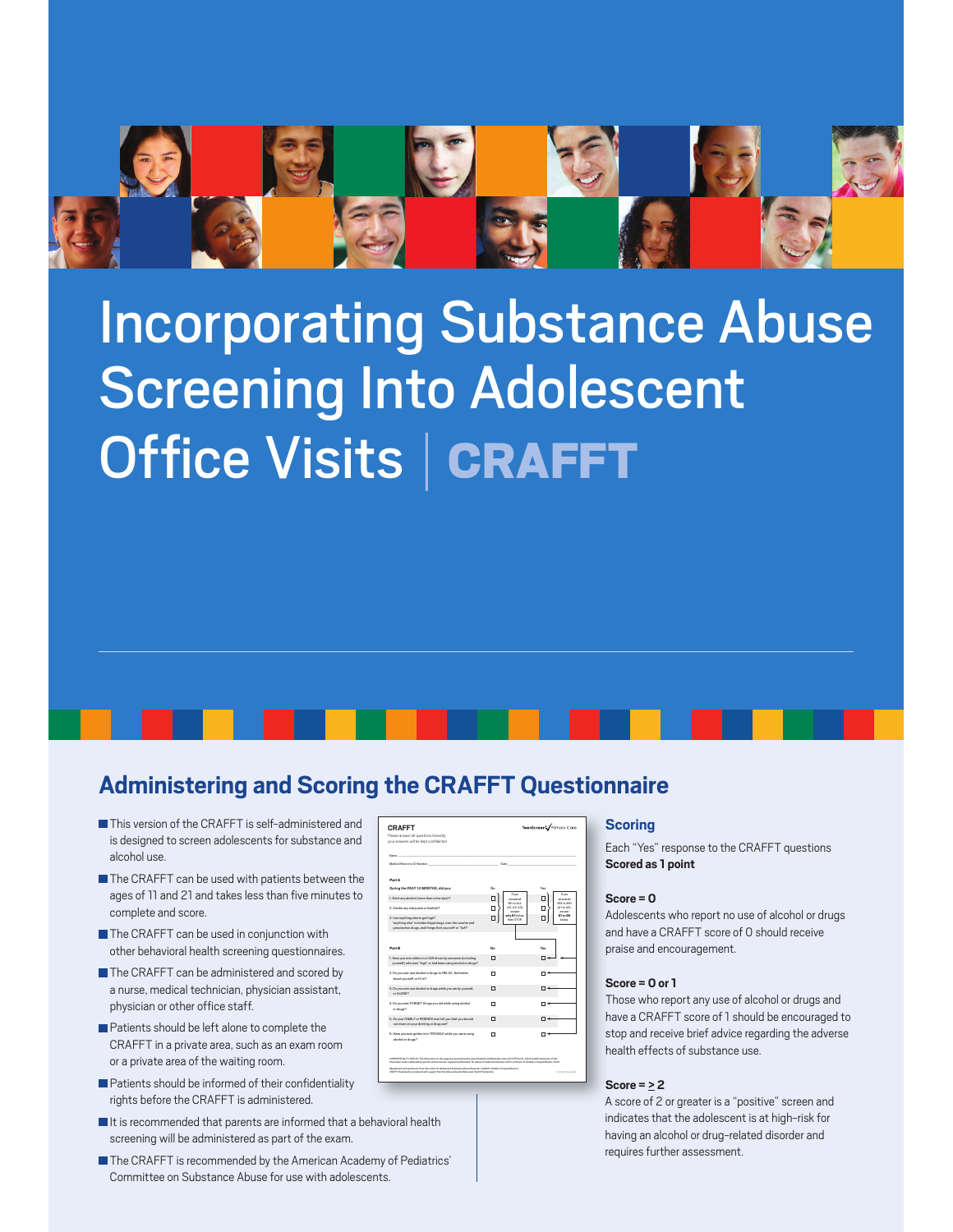# Incorporating Substance Abuse Screening Into Adolescent Office Visits | CRAFFT

## Administering and Scoring the CRAFFT Questionnaire

- This version of the CRAFFT is self-administered and is designed to screen adolescents for substance and alcohol use.
- The CRAFFT can be used with patients between the ages of 11 and 21 and takes less than five minutes to complete and score.
- The CRAFFT can be used in conjunction with other behavioral health screening questionnaires.
- The CRAFFT can be administered and scored by a nurse, medical technician, physician assistant, physician or other office staff.
- Patients should be left alone to complete the CRAFFT in a private area, such as an exam room or a private area of the waiting room.
- Patients should be informed of their confidentiality rights before the CRAFFT is administered.
- It is recommended that parents are informed that a behavioral health screening will be administered as part of the exam.
- The CRAFFT is recommended by the American Academy of Pediatrics' Committee on Substance Abuse for use with adolescents.

### Scoring

Each "Yes" response to the CRAFFT questions **Scored as 1 point**

**Score = 0**

Adolescents who report no use of alcohol or drugs and have a CRAFFT score of 0 should receive praise and encouragement.

**Score = 0 or 1**

Those who report any use of alcohol or drugs and have a CRAFFT score of 1 should be encouraged to stop and receive brief advice regarding the adverse health effects of substance use.

**Score = ≥ 2**

A score of 2 or greater is a "positive" screen and indicates that the adolescent is at high-risk for having an alcohol or drug-related disorder and requires further assessment.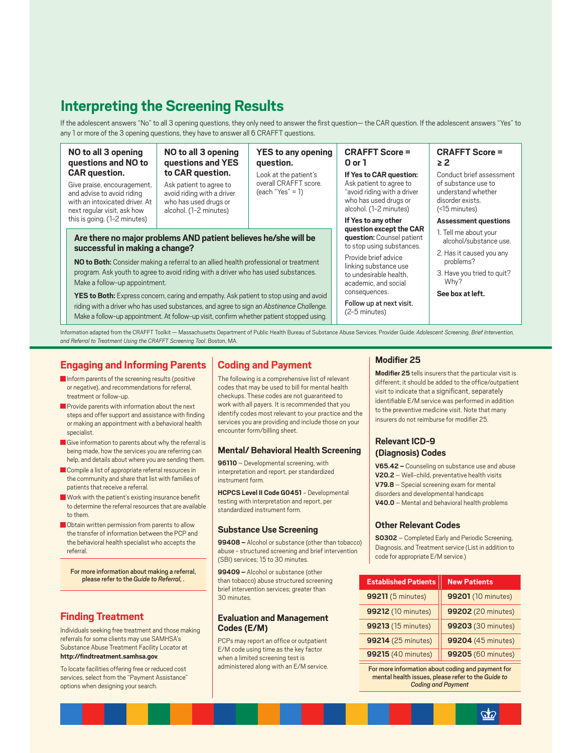## Interpreting the Screening Results

If the adolescent answers "No" to all 3 opening questions, they only need to answer the first question— the CAR question. If the adolescent answers "Yes" to any 1 or more of the 3 opening questions, they have to answer all 6 CRAFFT questions.

**NO to all 3 opening questions and NO to CAR question.**

Give praise, encouragement, and advise to avoid riding with an intoxicated driver. At next regular visit, ask how this is going. (1–2 minutes)

**NO to all 3 opening questions and YES to CAR question.**

Ask patient to agree to avoid riding with a driver who has used drugs or alcohol. (1–2 minutes)

**YES to any opening question.**

Look at the patient's overall CRAFFT score. (each "Yes" = 1)

**CRAFFT Score = 0 or 1**

**If Yes to CAR question:** Ask patient to agree to "avoid riding with a driver who has used drugs or alcohol. (1–2 minutes)

**If Yes to any other question except the CAR question:** Counsel patient to stop using substances.

Provide brief advice linking substance use to undesirable health, academic, and social consequences.

**Follow up at next visit.** (2–5 minutes)

**CRAFFT Score = ≥ 2**

Conduct brief assessment of substance use to understand whether disorder exists. (<15 minutes)

**Assessment questions**

1. Tell me about your alcohol/substance use.
2. Has it caused you any problems?
3. Have you tried to quit? Why?

**See box at left.**

**Are there no major problems AND patient believes he/she will be successful in making a change?**

**NO to Both:** Consider making a referral to an allied health professional or treatment program. Ask youth to agree to avoid riding with a driver who has used substances. Make a follow-up appointment.

**YES to Both:** Express concern, caring and empathy. Ask patient to stop using and avoid riding with a driver who has used substances, and agree to sign an *Abstinence Challenge*. Make a follow-up appointment. At follow-up visit, confirm whether patient stopped using.

Information adapted from the CRAFFT Toolkit — Massachusetts Department of Public Health Bureau of Substance Abuse Services. Provider Guide: *Adolescent Screening, Brief Intervention, and Referral to Treatment Using the CRAFFT Screening Tool*. Boston, MA.

## Engaging and Informing Parents

- Inform parents of the screening results (positive or negative), and recommendations for referral, treatment or follow-up.
- Provide parents with information about the next steps and offer support and assistance with finding or making an appointment with a behavioral health specialist.
- Give information to parents about why the referral is being made, how the services you are referring can help, and details about where you are sending them.
- Compile a list of appropriate referral resources in the community and share that list with families of patients that receive a referral.
- Work with the patient's existing insurance benefit to determine the referral resources that are available to them.
- Obtain written permission from parents to allow the transfer of information between the PCP and the behavioral health specialist who accepts the referral.

For more information about making a referral, please refer to the *Guide to Referral*, .

## Finding Treatment

Individuals seeking free treatment and those making referrals for some clients may use SAMHSA's Substance Abuse Treatment Facility Locator at **http://findtreatment.samhsa.gov**.

To locate facilities offering free or reduced cost services, select from the "Payment Assistance" options when designing your search.

## Coding and Payment

The following is a comprehensive list of relevant codes that may be used to bill for mental health checkups. These codes are not guaranteed to work with all payers. It is recommended that you identify codes most relevant to your practice and the services you are providing and include those on your encounter form/billing sheet.

### Mental/ Behavioral Health Screening

**96110** – Developmental screening, with interpretation and report, per standardized instrument form.

**HCPCS Level II Code G0451** - Developmental testing with interpretation and report, per standardized instrument form.

### Substance Use Screening

**99408 –** Alcohol or substance (other than tobacco) abuse - structured screening and brief intervention (SBI) services; 15 to 30 minutes.

**99409 –** Alcohol or substance (other than tobacco) abuse structured screening brief intervention services; greater than 30 minutes.

### Evaluation and Management Codes (E/M)

PCPs may report an office or outpatient E/M code using time as the key factor when a limited screening test is administered along with an E/M service.

### Modifier 25

**Modifier 25** tells insurers that the particular visit is different; it should be added to the office/outpatient visit to indicate that a significant, separately identifiable E/M service was performed in addition to the preventive medicine visit. Note that many insurers do not reimburse for modifier 25.

### Relevant ICD-9 (Diagnosis) Codes

**V65.42 –** Counseling on substance use and abuse
**V20.2** – Well-child, preventative health visits
**V79.8** – Special screening exam for mental disorders and developmental handicaps
**V40.0** – Mental and behavioral health problems

### Other Relevant Codes

**S0302** – Completed Early and Periodic Screening, Diagnosis, and Treatment service (List in addition to code for appropriate E/M service.)

| Established Patients | New Patients |
|---|---|
| **99211** (5 minutes) | **99201** (10 minutes) |
| **99212** (10 minutes) | **99202** (20 minutes) |
| **99213** (15 minutes) | **99203** (30 minutes) |
| **99214** (25 minutes) | **99204** (45 minutes) |
| **99215** (40 minutes) | **99205** (60 minutes) |

For more information about coding and payment for mental health issues, please refer to the *Guide to Coding and Payment*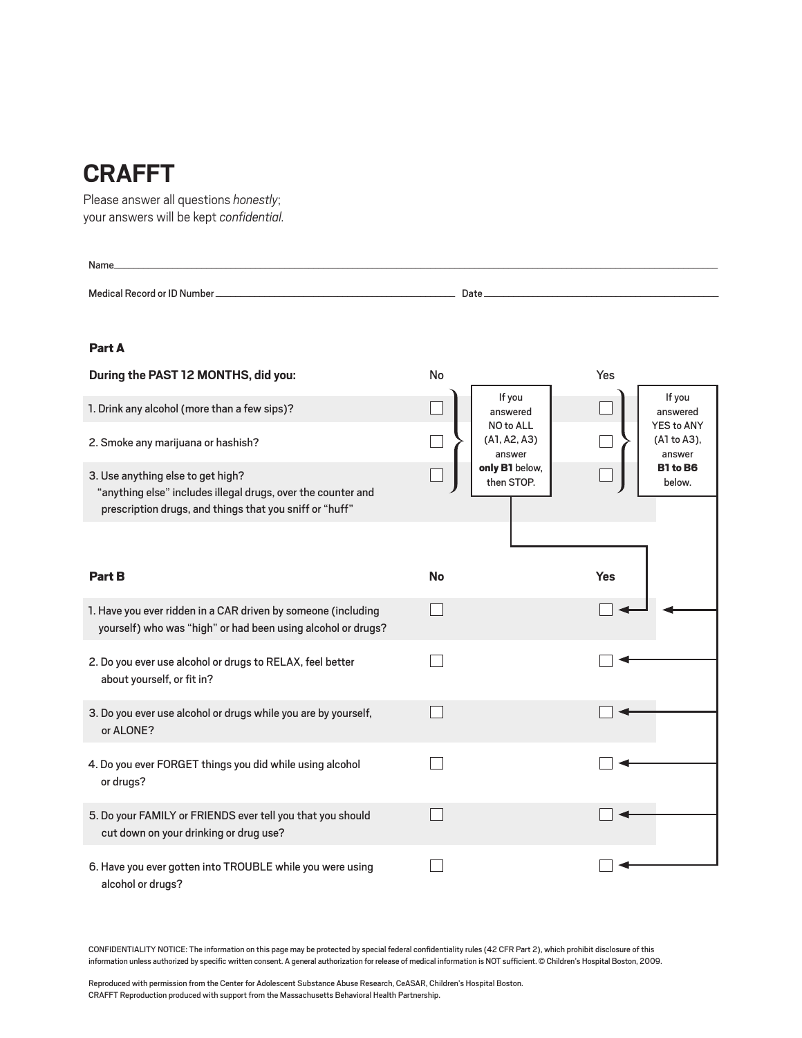# CRAFFT

Please answer all questions *honestly*;
your answers will be kept *confidential*.

Name

Medical Record or ID Number Date

## Part A

| During the PAST 12 MONTHS, did you: | No | | Yes | |
|---|---|---|---|---|
| 1. Drink any alcohol (more than a few sips)? | ☐ | If you answered NO to ALL (A1, A2, A3) answer **only B1** below, then STOP. | ☐ | If you answered YES to ANY (A1 to A3), answer **B1 to B6** below. |
| 2. Smoke any marijuana or hashish? | ☐ | | ☐ | |
| 3. Use anything else to get high? "anything else" includes illegal drugs, over the counter and prescription drugs, and things that you sniff or "huff" | ☐ | | ☐ | |

## Part B

| Part B | No | Yes |
|---|---|---|
| 1. Have you ever ridden in a CAR driven by someone (including yourself) who was "high" or had been using alcohol or drugs? | ☐ | ☐ |
| 2. Do you ever use alcohol or drugs to RELAX, feel better about yourself, or fit in? | ☐ | ☐ |
| 3. Do you ever use alcohol or drugs while you are by yourself, or ALONE? | ☐ | ☐ |
| 4. Do you ever FORGET things you did while using alcohol or drugs? | ☐ | ☐ |
| 5. Do your FAMILY or FRIENDS ever tell you that you should cut down on your drinking or drug use? | ☐ | ☐ |
| 6. Have you ever gotten into TROUBLE while you were using alcohol or drugs? | ☐ | ☐ |

CONFIDENTIALITY NOTICE: The information on this page may be protected by special federal confidentiality rules (42 CFR Part 2), which prohibit disclosure of this information unless authorized by specific written consent. A general authorization for release of medical information is NOT sufficient. © Children's Hospital Boston, 2009.

Reproduced with permission from the Center for Adolescent Substance Abuse Research, CeASAR, Children's Hospital Boston.
CRAFFT Reproduction produced with support from the Massachusetts Behavioral Health Partnership.